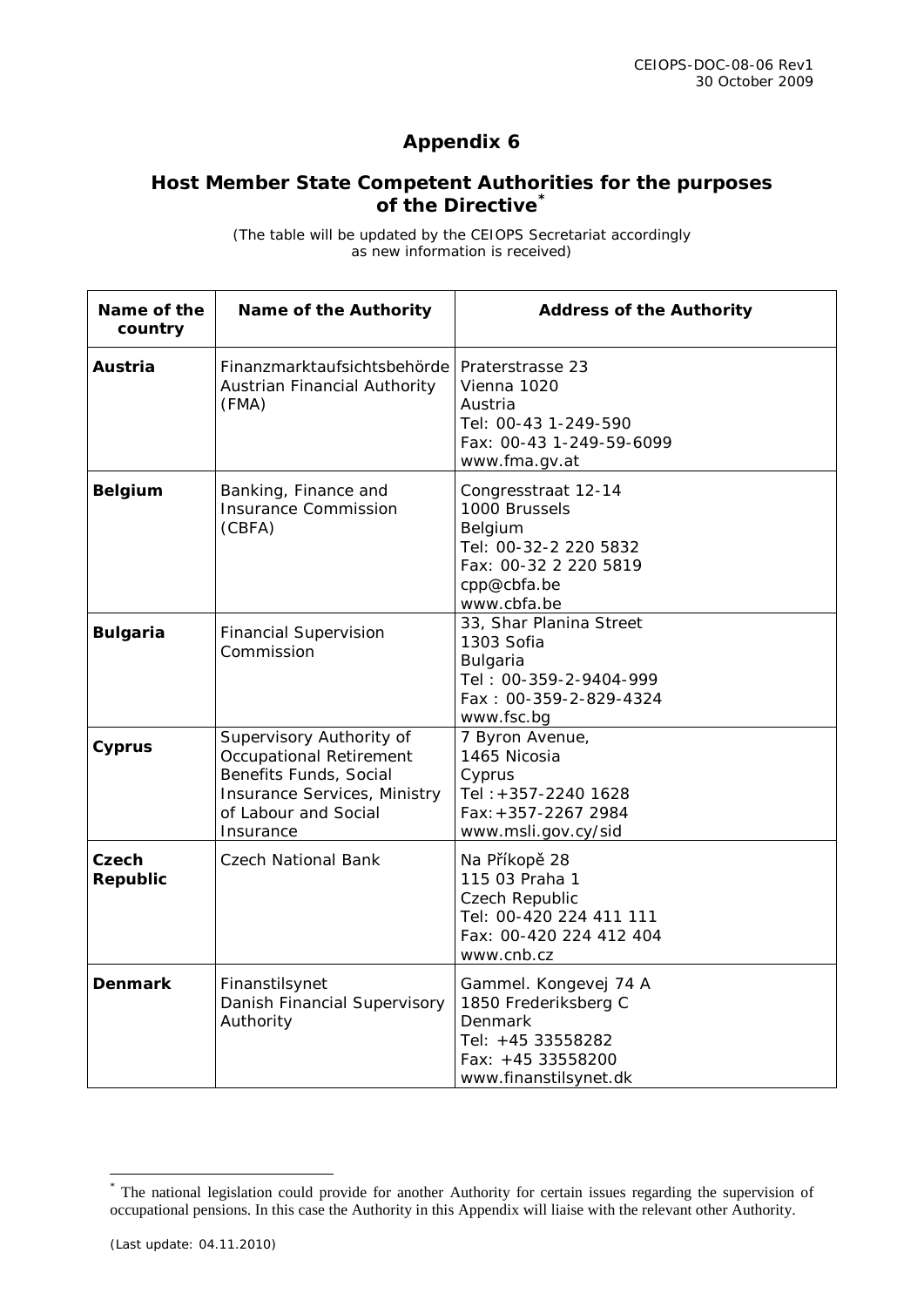CEIOPS-DOC-08-06 Rev1
30 October 2009

# Appendix 6

## Host Member State Competent Authorities for the purposes of the Directive[*]

(The table will be updated by the CEIOPS Secretariat accordingly as new information is received)

| Name of the country | Name of the Authority | Address of the Authority |
|---|---|---|
| **Austria** | Finanzmarktaufsichtsbehörde<br>Austrian Financial Authority (FMA) | Praterstrasse 23<br>Vienna 1020<br>Austria<br>Tel: 00-43 1-249-590<br>Fax: 00-43 1-249-59-6099<br>www.fma.gv.at |
| **Belgium** | Banking, Finance and Insurance Commission (CBFA) | Congresstraat 12-14<br>1000 Brussels<br>Belgium<br>Tel: 00-32-2 220 5832<br>Fax: 00-32 2 220 5819<br>cpp@cbfa.be<br>www.cbfa.be |
| **Bulgaria** | Financial Supervision Commission | 33, Shar Planina Street<br>1303 Sofia<br>Bulgaria<br>Tel : 00-359-2-9404-999<br>Fax : 00-359-2-829-4324<br>www.fsc.bg |
| **Cyprus** | Supervisory Authority of Occupational Retirement Benefits Funds, Social Insurance Services, Ministry of Labour and Social Insurance | 7 Byron Avenue,<br>1465 Nicosia<br>Cyprus<br>Tel :+357-2240 1628<br>Fax:+357-2267 2984<br>www.msli.gov.cy/sid |
| **Czech Republic** | Czech National Bank | Na Příkopě 28<br>115 03 Praha 1<br>Czech Republic<br>Tel: 00-420 224 411 111<br>Fax: 00-420 224 412 404<br>www.cnb.cz |
| **Denmark** | Finanstilsynet<br>Danish Financial Supervisory Authority | Gammel. Kongevej 74 A<br>1850 Frederiksberg C<br>Denmark<br>Tel: +45 33558282<br>Fax: +45 33558200<br>www.finanstilsynet.dk |

[*] The national legislation could provide for another Authority for certain issues regarding the supervision of occupational pensions. In this case the Authority in this Appendix will liaise with the relevant other Authority.

(Last update: 04.11.2010)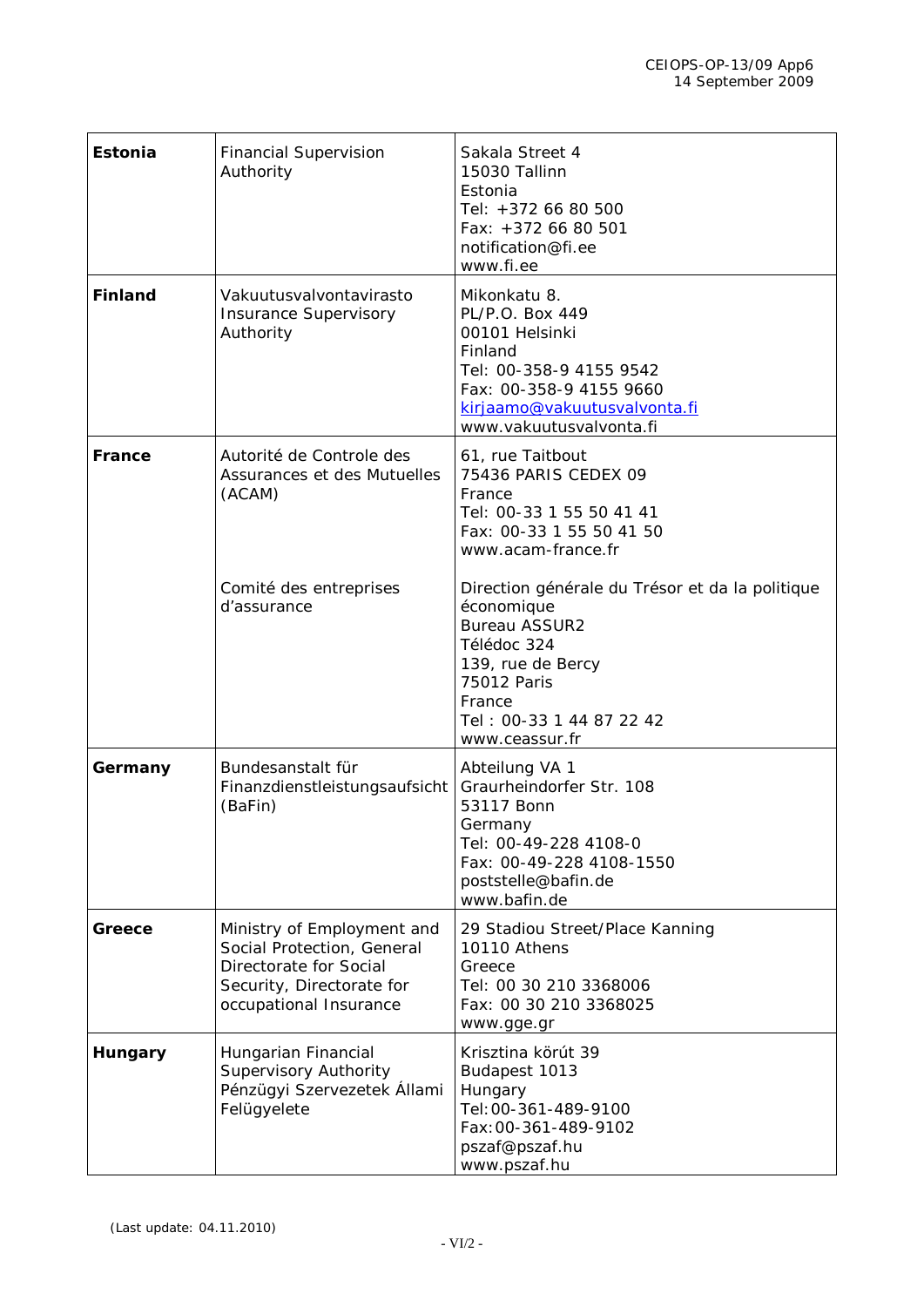| | | |
|---|---|---|
| **Estonia** | Financial Supervision Authority | Sakala Street 4<br>15030 Tallinn<br>Estonia<br>Tel: +372 66 80 500<br>Fax: +372 66 80 501<br>notification@fi.ee<br>www.fi.ee |
| **Finland** | Vakuutusvalvontavirasto<br>Insurance Supervisory Authority | Mikonkatu 8.<br>PL/P.O. Box 449<br>00101 Helsinki<br>Finland<br>Tel: 00-358-9 4155 9542<br>Fax: 00-358-9 4155 9660<br>kirjaamo@vakuutusvalvonta.fi<br>www.vakuutusvalvonta.fi |
| **France** | Autorité de Controle des Assurances et des Mutuelles (ACAM) | 61, rue Taitbout<br>75436 PARIS CEDEX 09<br>France<br>Tel: 00-33 1 55 50 41 41<br>Fax: 00-33 1 55 50 41 50<br>www.acam-france.fr |
| | Comité des entreprises d'assurance | Direction générale du Trésor et da la politique économique<br>Bureau ASSUR2<br>Télédoc 324<br>139, rue de Bercy<br>75012 Paris<br>France<br>Tel : 00-33 1 44 87 22 42<br>www.ceassur.fr |
| **Germany** | Bundesanstalt für Finanzdienstleistungsaufsicht (BaFin) | Abteilung VA 1<br>Graurheindorfer Str. 108<br>53117 Bonn<br>Germany<br>Tel: 00-49-228 4108-0<br>Fax: 00-49-228 4108-1550<br>poststelle@bafin.de<br>www.bafin.de |
| **Greece** | Ministry of Employment and Social Protection, General Directorate for Social Security, Directorate for occupational Insurance | 29 Stadiou Street/Place Kanning<br>10110 Athens<br>Greece<br>Tel: 00 30 210 3368006<br>Fax: 00 30 210 3368025<br>www.gge.gr |
| **Hungary** | Hungarian Financial Supervisory Authority<br>Pénzügyi Szervezetek Állami Felügyelete | Krisztina körút 39<br>Budapest 1013<br>Hungary<br>Tel:00-361-489-9100<br>Fax:00-361-489-9102<br>pszaf@pszaf.hu<br>www.pszaf.hu |

(Last update: 04.11.2010)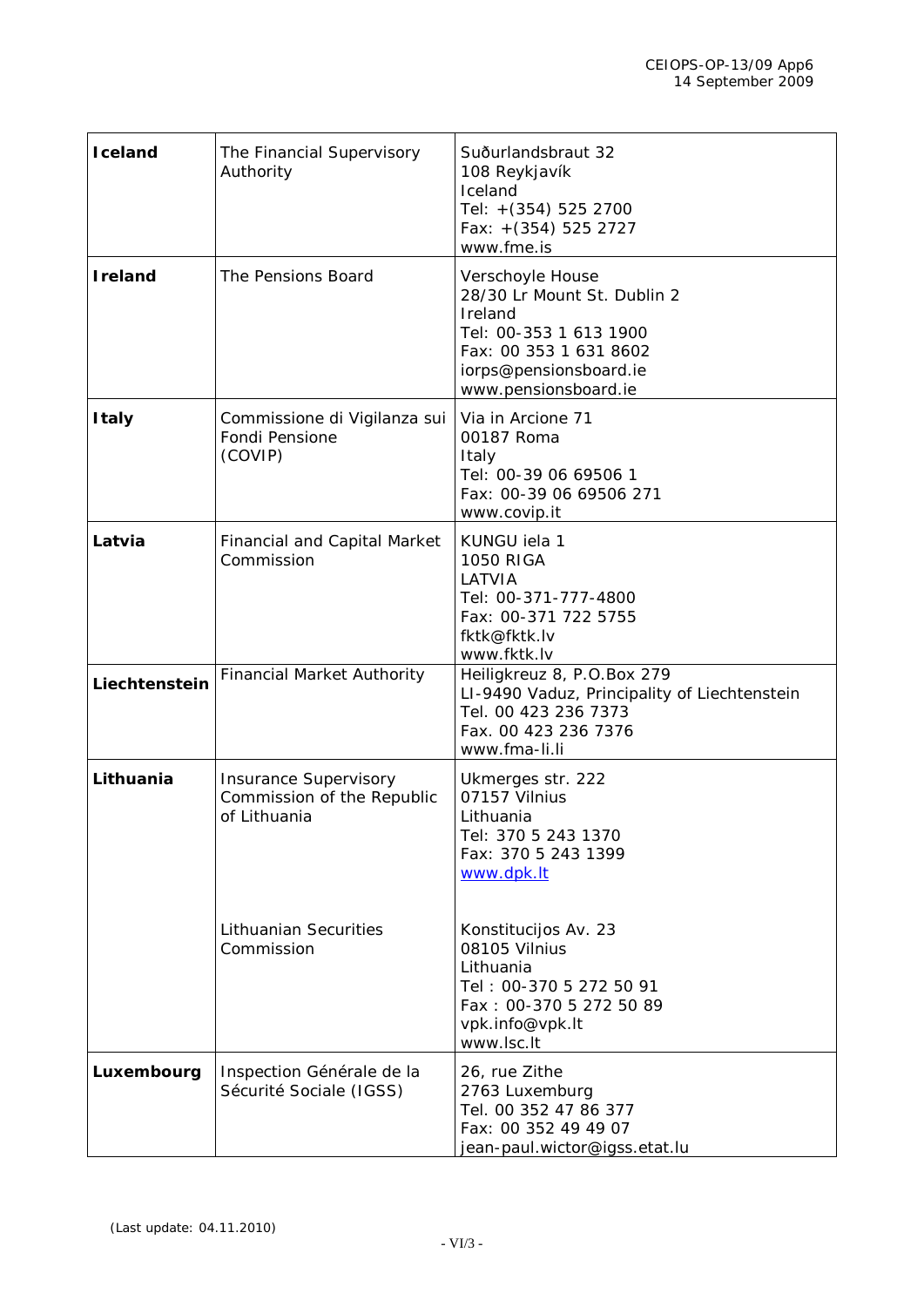| **Iceland** | The Financial Supervisory Authority | Suðurlandsbraut 32<br>108 Reykjavík<br>Iceland<br>Tel: +(354) 525 2700<br>Fax: +(354) 525 2727<br>www.fme.is |
|---|---|---|
| **Ireland** | The Pensions Board | Verschoyle House<br>28/30 Lr Mount St. Dublin 2<br>Ireland<br>Tel: 00-353 1 613 1900<br>Fax: 00 353 1 631 8602<br>iorps@pensionsboard.ie<br>www.pensionsboard.ie |
| **Italy** | Commissione di Vigilanza sui Fondi Pensione (COVIP) | Via in Arcione 71<br>00187 Roma<br>Italy<br>Tel: 00-39 06 69506 1<br>Fax: 00-39 06 69506 271<br>www.covip.it |
| **Latvia** | Financial and Capital Market Commission | KUNGU iela 1<br>1050 RIGA<br>LATVIA<br>Tel: 00-371-777-4800<br>Fax: 00-371 722 5755<br>fktk@fktk.lv<br>www.fktk.lv |
| **Liechtenstein** | Financial Market Authority | Heiligkreuz 8, P.O.Box 279<br>LI-9490 Vaduz, Principality of Liechtenstein<br>Tel. 00 423 236 7373<br>Fax. 00 423 236 7376<br>www.fma-li.li |
| **Lithuania** | Insurance Supervisory Commission of the Republic of Lithuania<br><br><br><br><br>Lithuanian Securities Commission | Ukmerges str. 222<br>07157 Vilnius<br>Lithuania<br>Tel: 370 5 243 1370<br>Fax: 370 5 243 1399<br>www.dpk.lt<br><br>Konstitucijos Av. 23<br>08105 Vilnius<br>Lithuania<br>Tel : 00-370 5 272 50 91<br>Fax : 00-370 5 272 50 89<br>vpk.info@vpk.lt<br>www.lsc.lt |
| **Luxembourg** | Inspection Générale de la Sécurité Sociale (IGSS) | 26, rue Zithe<br>2763 Luxemburg<br>Tel. 00 352 47 86 377<br>Fax: 00 352 49 49 07<br>jean-paul.wictor@igss.etat.lu |

(Last update: 04.11.2010)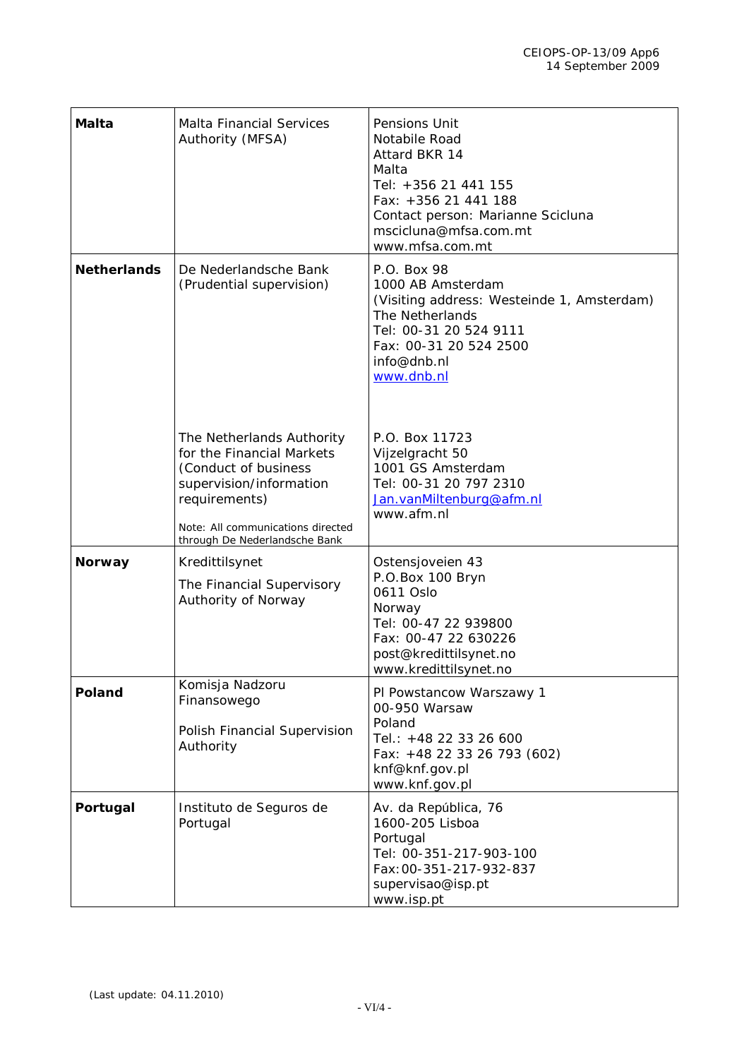| | | |
|---|---|---|
| **Malta** | Malta Financial Services Authority (MFSA) | Pensions Unit<br>Notabile Road<br>Attard BKR 14<br>Malta<br>Tel: +356 21 441 155<br>Fax: +356 21 441 188<br>Contact person: Marianne Scicluna<br>mscicluna@mfsa.com.mt<br>www.mfsa.com.mt |
| **Netherlands** | De Nederlandsche Bank (Prudential supervision) | P.O. Box 98<br>1000 AB Amsterdam<br>(Visiting address: Westeinde 1, Amsterdam)<br>The Netherlands<br>Tel: 00-31 20 524 9111<br>Fax: 00-31 20 524 2500<br>info@dnb.nl<br>www.dnb.nl |
| | The Netherlands Authority for the Financial Markets (Conduct of business supervision/information requirements)<br>Note: All communications directed through De Nederlandsche Bank | P.O. Box 11723<br>Vijzelgracht 50<br>1001 GS Amsterdam<br>Tel: 00-31 20 797 2310<br>Jan.vanMiltenburg@afm.nl<br>www.afm.nl |
| **Norway** | Kredittilsynet<br>The Financial Supervisory Authority of Norway | Ostensjoveien 43<br>P.O.Box 100 Bryn<br>0611 Oslo<br>Norway<br>Tel: 00-47 22 939800<br>Fax: 00-47 22 630226<br>post@kredittilsynet.no<br>www.kredittilsynet.no |
| **Poland** | Komisja Nadzoru Finansowego<br>Polish Financial Supervision Authority | Pl Powstancow Warszawy 1<br>00-950 Warsaw<br>Poland<br>Tel.: +48 22 33 26 600<br>Fax: +48 22 33 26 793 (602)<br>knf@knf.gov.pl<br>www.knf.gov.pl |
| **Portugal** | Instituto de Seguros de Portugal | Av. da República, 76<br>1600-205 Lisboa<br>Portugal<br>Tel: 00-351-217-903-100<br>Fax:00-351-217-932-837<br>supervisao@isp.pt<br>www.isp.pt |

(Last update: 04.11.2010)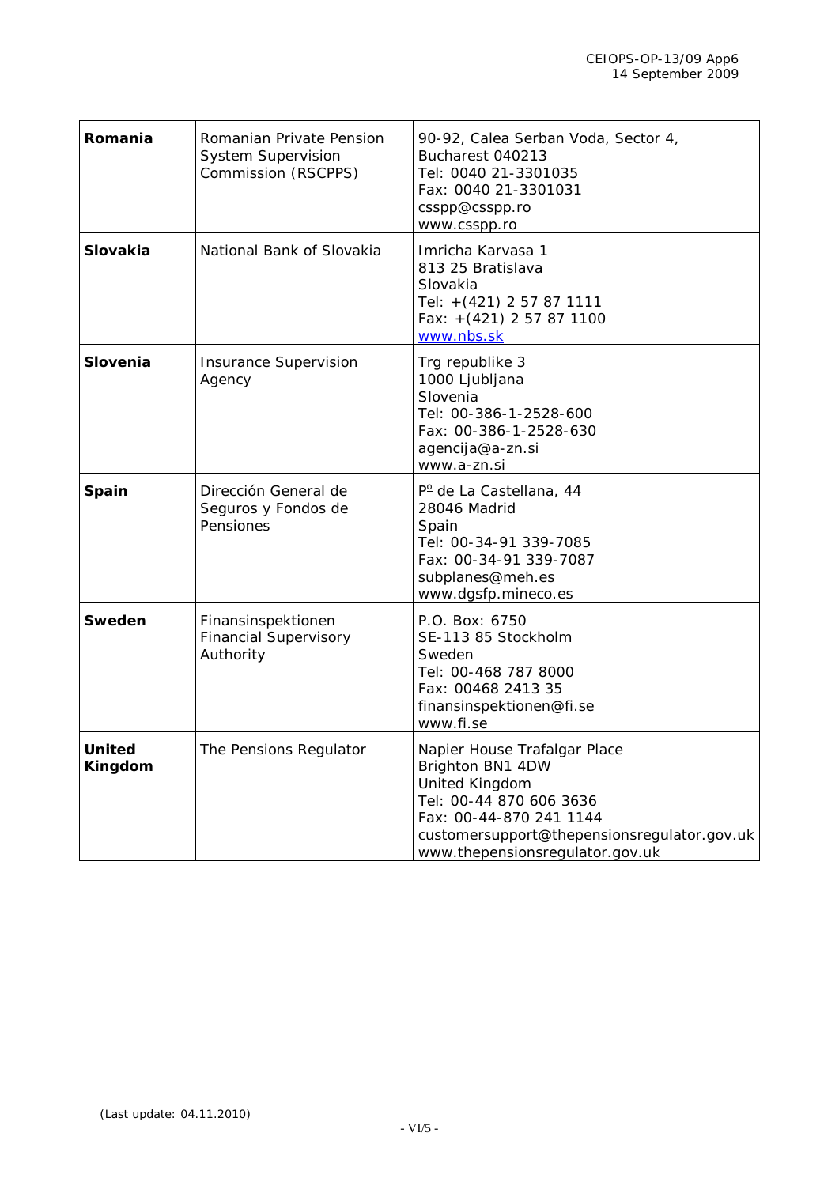| | | |
|---|---|---|
| **Romania** | Romanian Private Pension System Supervision Commission (RSCPPS) | 90-92, Calea Serban Voda, Sector 4, Bucharest 040213<br>Tel: 0040 21-3301035<br>Fax: 0040 21-3301031<br>csspp@csspp.ro<br>www.csspp.ro |
| **Slovakia** | National Bank of Slovakia | Imricha Karvasa 1<br>813 25 Bratislava<br>Slovakia<br>Tel: +(421) 2 57 87 1111<br>Fax: +(421) 2 57 87 1100<br>www.nbs.sk |
| **Slovenia** | Insurance Supervision Agency | Trg republike 3<br>1000 Ljubljana<br>Slovenia<br>Tel: 00-386-1-2528-600<br>Fax: 00-386-1-2528-630<br>agencija@a-zn.si<br>www.a-zn.si |
| **Spain** | Dirección General de Seguros y Fondos de Pensiones | Pº de La Castellana, 44<br>28046 Madrid<br>Spain<br>Tel: 00-34-91 339-7085<br>Fax: 00-34-91 339-7087<br>subplanes@meh.es<br>www.dgsfp.mineco.es |
| **Sweden** | Finansinspektionen Financial Supervisory Authority | P.O. Box: 6750<br>SE-113 85 Stockholm<br>Sweden<br>Tel: 00-468 787 8000<br>Fax: 00468 2413 35<br>finansinspektionen@fi.se<br>www.fi.se |
| **United Kingdom** | The Pensions Regulator | Napier House Trafalgar Place<br>Brighton BN1 4DW<br>United Kingdom<br>Tel: 00-44 870 606 3636<br>Fax: 00-44-870 241 1144<br>customersupport@thepensionsregulator.gov.uk<br>www.thepensionsregulator.gov.uk |

(Last update: 04.11.2010)